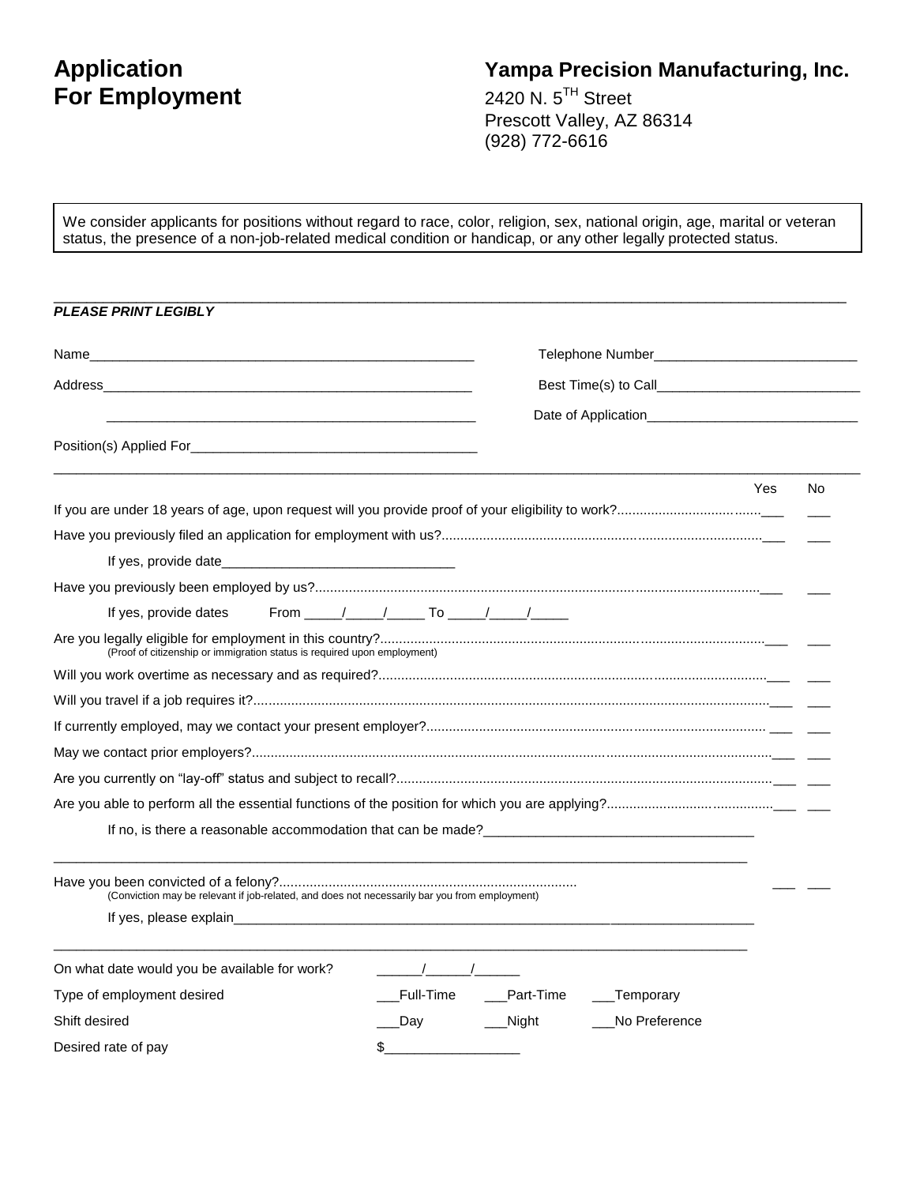# Application For Employment

## Yampa Precision Manufacturing, Inc.

2420 N. 5[TH] Street
Prescott Valley, AZ 86314
(928) 772-6616

> We consider applicants for positions without regard to race, color, religion, sex, national origin, age, marital or veteran status, the presence of a non-job-related medical condition or handicap, or any other legally protected status.

---

***PLEASE PRINT LEGIBLY***

Name_____________________________________________________ Telephone Number___________________________

Address____________________________________________________ Best Time(s) to Call___________________________

__________________________________________________________ Date of Application____________________________

Position(s) Applied For______________________________________

---

| | Yes | No |
|---|---|---|
| If you are under 18 years of age, upon request will you provide proof of your eligibility to work? | ___ | ___ |
| Have you previously filed an application for employment with us? | ___ | ___ |
| If yes, provide date_______________________________ | | |
| Have you previously been employed by us? | ___ | ___ |
| If yes, provide dates From _____/_____/_____ To _____/_____/_____ | | |
| Are you legally eligible for employment in this country? (Proof of citizenship or immigration status is required upon employment) | ___ | ___ |
| Will you work overtime as necessary and as required? | ___ | ___ |
| Will you travel if a job requires it? | ___ | ___ |
| If currently employed, may we contact your present employer? | ___ | ___ |
| May we contact prior employers? | ___ | ___ |
| Are you currently on "lay-off" status and subject to recall? | ___ | ___ |
| Are you able to perform all the essential functions of the position for which you are applying? | ___ | ___ |
| If no, is there a reasonable accommodation that can be made?____________________________________ | | |

---

| | | |
|---|---|---|
| Have you been convicted of a felony? (Conviction may be relevant if job-related, and does not necessarily bar you from employment) | ___ | ___ |
| If yes, please explain___________________________________________________________________________ | | |

---

On what date would you be available for work? ______/______/______

Type of employment desired ___Full-Time ___Part-Time ___Temporary

Shift desired ___Day ___Night ___No Preference

Desired rate of pay $__________________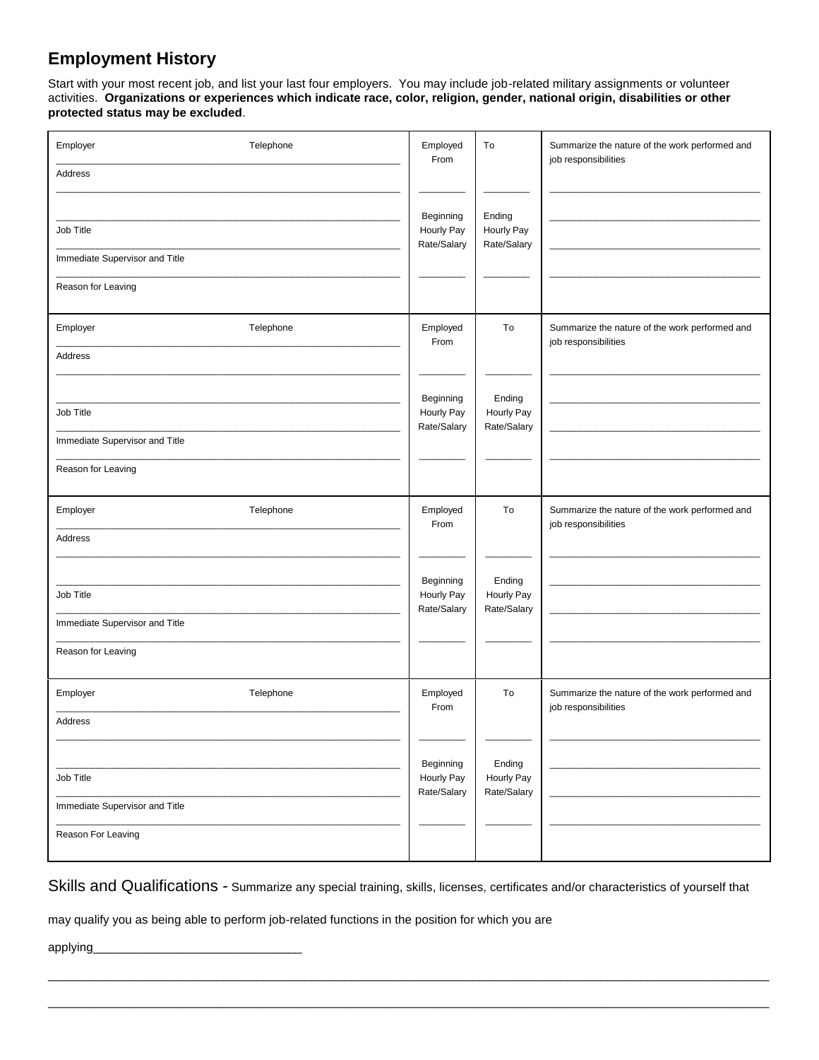## Employment History

Start with your most recent job, and list your last four employers. You may include job-related military assignments or volunteer activities. **Organizations or experiences which indicate race, color, religion, gender, national origin, disabilities or other protected status may be excluded**.

| Employer / Telephone / Address / Job Title / Immediate Supervisor and Title / Reason for Leaving | Employed From / Beginning Hourly Pay Rate/Salary | To / Ending Hourly Pay Rate/Salary | Summarize the nature of the work performed and job responsibilities |
|---|---|---|---|
| Employer ____ Telephone ____<br>Address ____<br>____<br>Job Title ____<br>Immediate Supervisor and Title ____<br>Reason for Leaving | Employed From ____<br>Beginning Hourly Pay Rate/Salary ____ | To ____<br>Ending Hourly Pay Rate/Salary ____ | ____<br>____<br>____<br>____ |
| Employer ____ Telephone ____<br>Address ____<br>____<br>Job Title ____<br>Immediate Supervisor and Title ____<br>Reason for Leaving | Employed From ____<br>Beginning Hourly Pay Rate/Salary ____ | To ____<br>Ending Hourly Pay Rate/Salary ____ | ____<br>____<br>____<br>____ |
| Employer ____ Telephone ____<br>Address ____<br>____<br>Job Title ____<br>Immediate Supervisor and Title ____<br>Reason for Leaving | Employed From ____<br>Beginning Hourly Pay Rate/Salary ____ | To ____<br>Ending Hourly Pay Rate/Salary ____ | ____<br>____<br>____<br>____ |
| Employer ____ Telephone ____<br>Address ____<br>____<br>Job Title ____<br>Immediate Supervisor and Title ____<br>Reason For Leaving | Employed From ____<br>Beginning Hourly Pay Rate/Salary ____ | To ____<br>Ending Hourly Pay Rate/Salary ____ | ____<br>____<br>____<br>____ |

Skills and Qualifications - Summarize any special training, skills, licenses, certificates and/or characteristics of yourself that may qualify you as being able to perform job-related functions in the position for which you are applying________________________________

_____________________________________________________________________________________________

_____________________________________________________________________________________________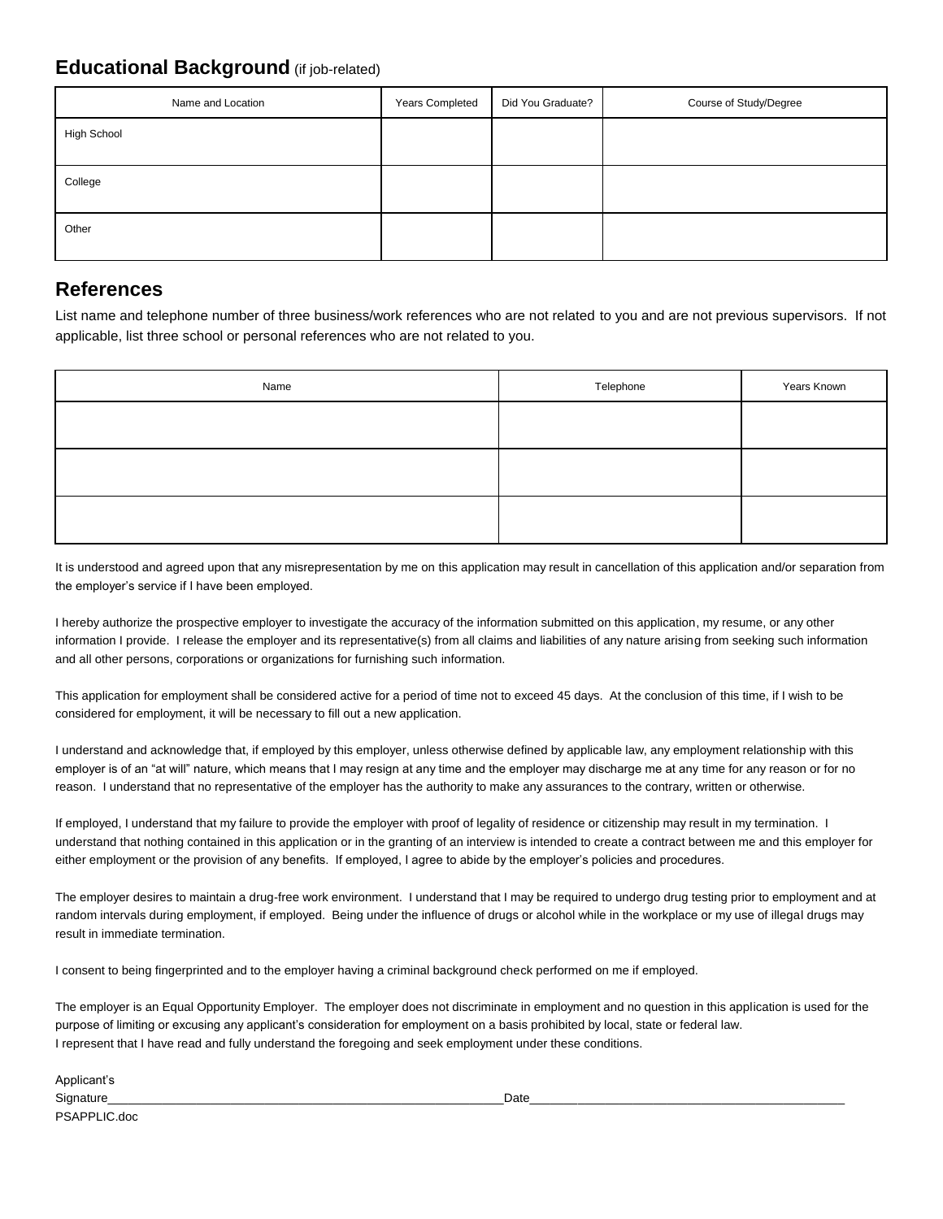## Educational Background (if job-related)

| Name and Location | Years Completed | Did You Graduate? | Course of Study/Degree |
|---|---|---|---|
| High School | | | |
| College | | | |
| Other | | | |

## References

List name and telephone number of three business/work references who are not related to you and are not previous supervisors. If not applicable, list three school or personal references who are not related to you.

| Name | Telephone | Years Known |
|---|---|---|
| | | |
| | | |
| | | |

It is understood and agreed upon that any misrepresentation by me on this application may result in cancellation of this application and/or separation from the employer's service if I have been employed.

I hereby authorize the prospective employer to investigate the accuracy of the information submitted on this application, my resume, or any other information I provide. I release the employer and its representative(s) from all claims and liabilities of any nature arising from seeking such information and all other persons, corporations or organizations for furnishing such information.

This application for employment shall be considered active for a period of time not to exceed 45 days. At the conclusion of this time, if I wish to be considered for employment, it will be necessary to fill out a new application.

I understand and acknowledge that, if employed by this employer, unless otherwise defined by applicable law, any employment relationship with this employer is of an "at will" nature, which means that I may resign at any time and the employer may discharge me at any time for any reason or for no reason. I understand that no representative of the employer has the authority to make any assurances to the contrary, written or otherwise.

If employed, I understand that my failure to provide the employer with proof of legality of residence or citizenship may result in my termination. I understand that nothing contained in this application or in the granting of an interview is intended to create a contract between me and this employer for either employment or the provision of any benefits. If employed, I agree to abide by the employer's policies and procedures.

The employer desires to maintain a drug-free work environment. I understand that I may be required to undergo drug testing prior to employment and at random intervals during employment, if employed. Being under the influence of drugs or alcohol while in the workplace or my use of illegal drugs may result in immediate termination.

I consent to being fingerprinted and to the employer having a criminal background check performed on me if employed.

The employer is an Equal Opportunity Employer. The employer does not discriminate in employment and no question in this application is used for the purpose of limiting or excusing any applicant's consideration for employment on a basis prohibited by local, state or federal law.
I represent that I have read and fully understand the foregoing and seek employment under these conditions.

Applicant's
Signature________________________________________________________________Date___________________________________________________

PSAPPLIC.doc